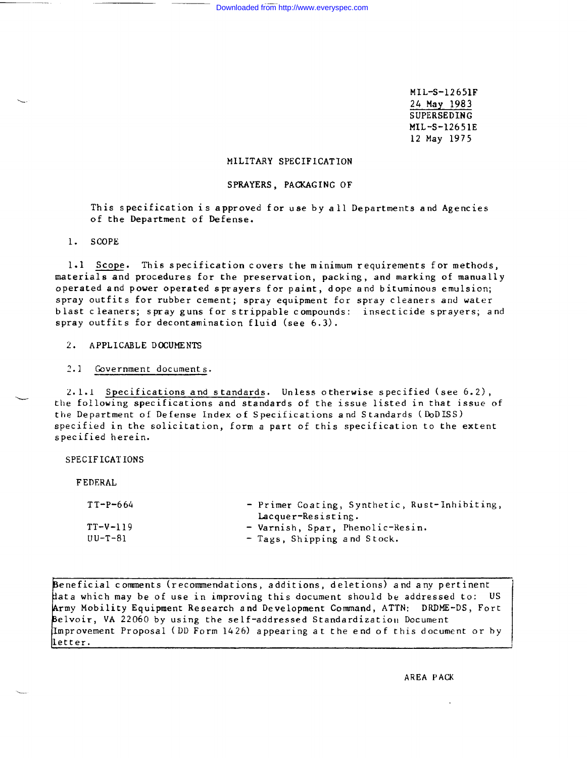MIL-S-12651F
24 May 1983
SUPERSEDING
MIL-S-12651E
12 May 1975

# MILITARY SPECIFICATION

## SPRAYERS, PACKAGING OF

This specification is approved for use by all Departments and Agencies of the Department of Defense.

## 1. SCOPE

1.1 Scope. This specification covers the minimum requirements for methods, materials and procedures for the preservation, packing, and marking of manually operated and power operated sprayers for paint, dope and bituminous emulsion; spray outfits for rubber cement; spray equipment for spray cleaners and water blast cleaners; spray guns for strippable compounds: insecticide sprayers; and spray outfits for decontamination fluid (see 6.3).

## 2. APPLICABLE DOCUMENTS

2.1 Government documents.

2.1.1 Specifications and standards. Unless otherwise specified (see 6.2), the following specifications and standards of the issue listed in that issue of the Department of Defense Index of Specifications and Standards (DoDISS) specified in the solicitation, form a part of this specification to the extent specified herein.

SPECIFICATIONS

FEDERAL

| | |
|---|---|
| TT-P-664 | - Primer Coating, Synthetic, Rust-Inhibiting, Lacquer-Resisting. |
| TT-V-119 | - Varnish, Spar, Phenolic-Resin. |
| UU-T-81 | - Tags, Shipping and Stock. |

Beneficial comments (recommendations, additions, deletions) and any pertinent data which may be of use in improving this document should be addressed to: US Army Mobility Equipment Research and Development Command, ATTN: DRDME-DS, Fort Belvoir, VA 22060 by using the self-addressed Standardization Document Improvement Proposal (DD Form 1426) appearing at the end of this document or by letter.

AREA PACK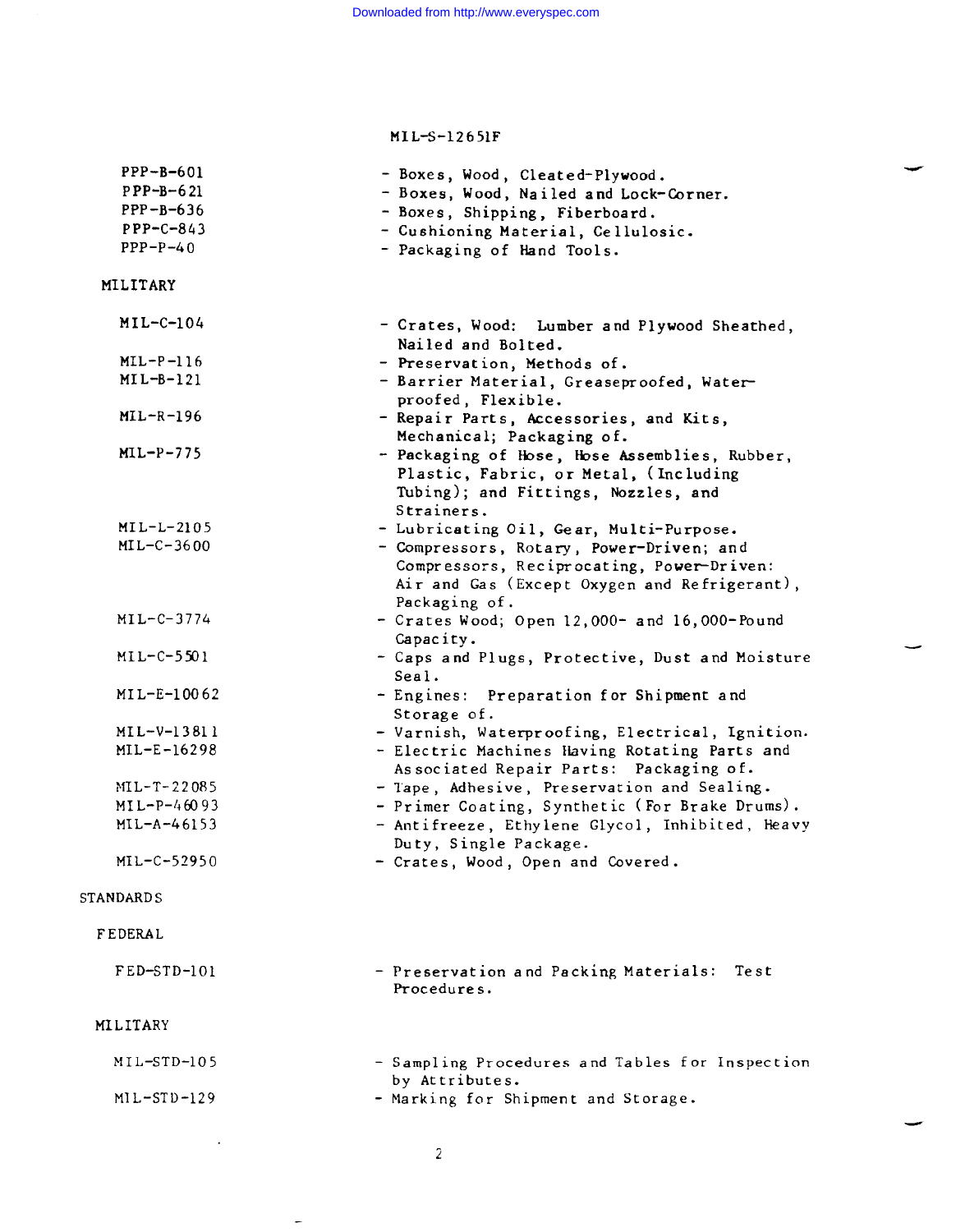| | |
|---|---|
| PPP-B-601 | - Boxes, Wood, Cleated-Plywood. |
| PPP-B-621 | - Boxes, Wood, Nailed and Lock-Corner. |
| PPP-B-636 | - Boxes, Shipping, Fiberboard. |
| PPP-C-843 | - Cushioning Material, Cellulosic. |
| PPP-P-40 | - Packaging of Hand Tools. |

MILITARY

| | |
|---|---|
| MIL-C-104 | - Crates, Wood: Lumber and Plywood Sheathed, Nailed and Bolted. |
| MIL-P-116 | - Preservation, Methods of. |
| MIL-B-121 | - Barrier Material, Greaseproofed, Waterproofed, Flexible. |
| MIL-R-196 | - Repair Parts, Accessories, and Kits, Mechanical; Packaging of. |
| MIL-P-775 | - Packaging of Hose, Hose Assemblies, Rubber, Plastic, Fabric, or Metal, (Including Tubing); and Fittings, Nozzles, and Strainers. |
| MIL-L-2105 | - Lubricating Oil, Gear, Multi-Purpose. |
| MIL-C-3600 | - Compressors, Rotary, Power-Driven; and Compressors, Reciprocating, Power-Driven: Air and Gas (Except Oxygen and Refrigerant), Packaging of. |
| MIL-C-3774 | - Crates Wood; Open 12,000- and 16,000-Pound Capacity. |
| MIL-C-5501 | - Caps and Plugs, Protective, Dust and Moisture Seal. |
| MIL-E-10062 | - Engines: Preparation for Shipment and Storage of. |
| MIL-V-13811 | - Varnish, Waterproofing, Electrical, Ignition. |
| MIL-E-16298 | - Electric Machines Having Rotating Parts and Associated Repair Parts: Packaging of. |
| MIL-T-22085 | - Tape, Adhesive, Preservation and Sealing. |
| MIL-P-46093 | - Primer Coating, Synthetic (For Brake Drums). |
| MIL-A-46153 | - Antifreeze, Ethylene Glycol, Inhibited, Heavy Duty, Single Package. |
| MIL-C-52950 | - Crates, Wood, Open and Covered. |

STANDARDS

FEDERAL

| | |
|---|---|
| FED-STD-101 | - Preservation and Packing Materials: Test Procedures. |

MILITARY

| | |
|---|---|
| MIL-STD-105 | - Sampling Procedures and Tables for Inspection by Attributes. |
| MIL-STD-129 | - Marking for Shipment and Storage. |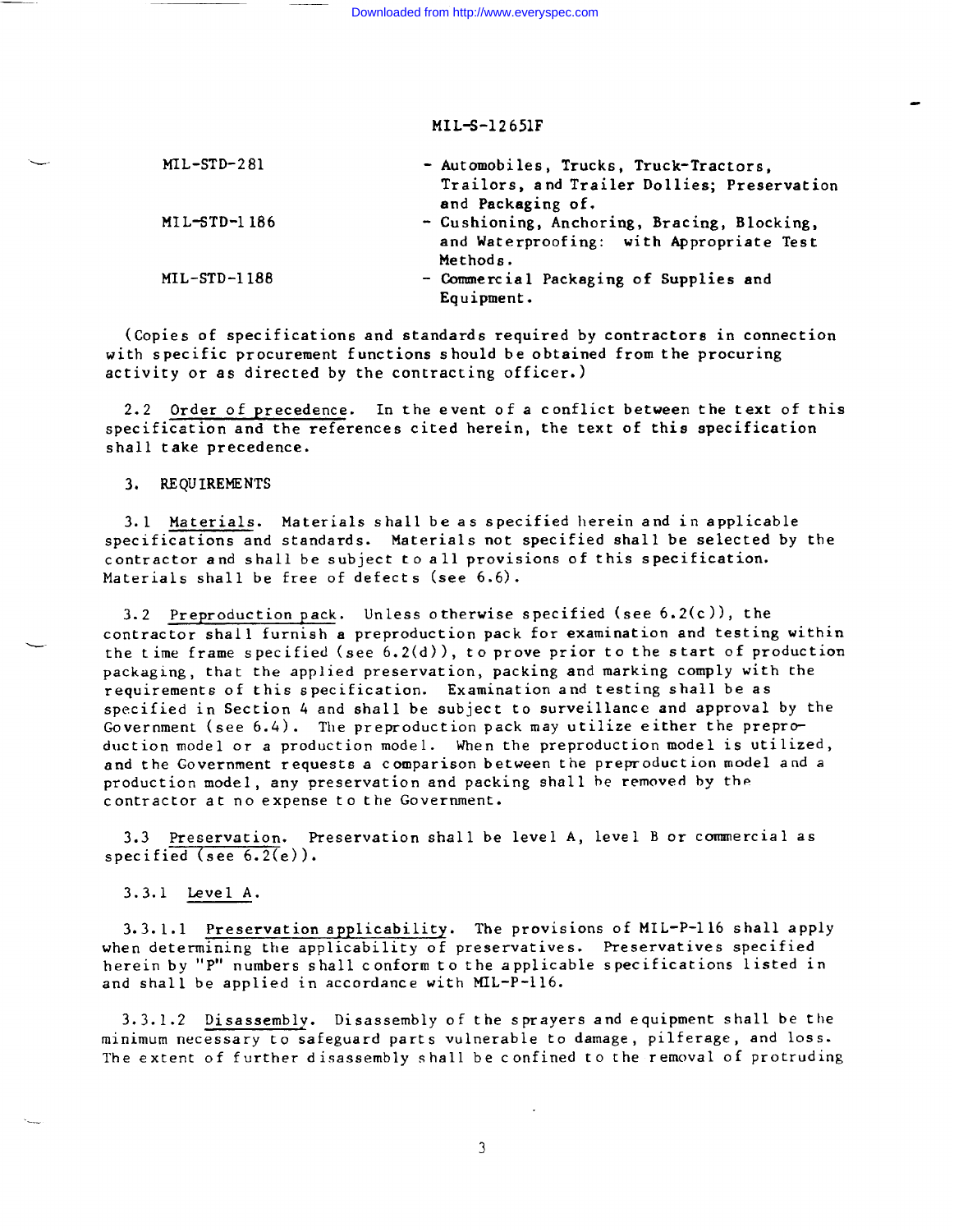| | |
|---|---|
| MIL-STD-281 | - Automobiles, Trucks, Truck-Tractors, Trailors, and Trailer Dollies; Preservation and Packaging of. |
| MIL-STD-1186 | - Cushioning, Anchoring, Bracing, Blocking, and Waterproofing: with Appropriate Test Methods. |
| MIL-STD-1188 | - Commercial Packaging of Supplies and Equipment. |

(Copies of specifications and standards required by contractors in connection with specific procurement functions should be obtained from the procuring activity or as directed by the contracting officer.)

2.2 Order of precedence. In the event of a conflict between the text of this specification and the references cited herein, the text of this specification shall take precedence.

## 3. REQUIREMENTS

3.1 Materials. Materials shall be as specified herein and in applicable specifications and standards. Materials not specified shall be selected by the contractor and shall be subject to all provisions of this specification. Materials shall be free of defects (see 6.6).

3.2 Preproduction pack. Unless otherwise specified (see 6.2(c)), the contractor shall furnish a preproduction pack for examination and testing within the time frame specified (see 6.2(d)), to prove prior to the start of production packaging, that the applied preservation, packing and marking comply with the requirements of this specification. Examination and testing shall be as specified in Section 4 and shall be subject to surveillance and approval by the Government (see 6.4). The preproduction pack may utilize either the preproduction model or a production model. When the preproduction model is utilized, and the Government requests a comparison between the preproduction model and a production model, any preservation and packing shall be removed by the contractor at no expense to the Government.

3.3 Preservation. Preservation shall be level A, level B or commercial as specified (see 6.2(e)).

3.3.1 Level A.

3.3.1.1 Preservation applicability. The provisions of MIL-P-116 shall apply when determining the applicability of preservatives. Preservatives specified herein by "P" numbers shall conform to the applicable specifications listed in and shall be applied in accordance with MIL-P-116.

3.3.1.2 Disassembly. Disassembly of the sprayers and equipment shall be the minimum necessary to safeguard parts vulnerable to damage, pilferage, and loss. The extent of further disassembly shall be confined to the removal of protruding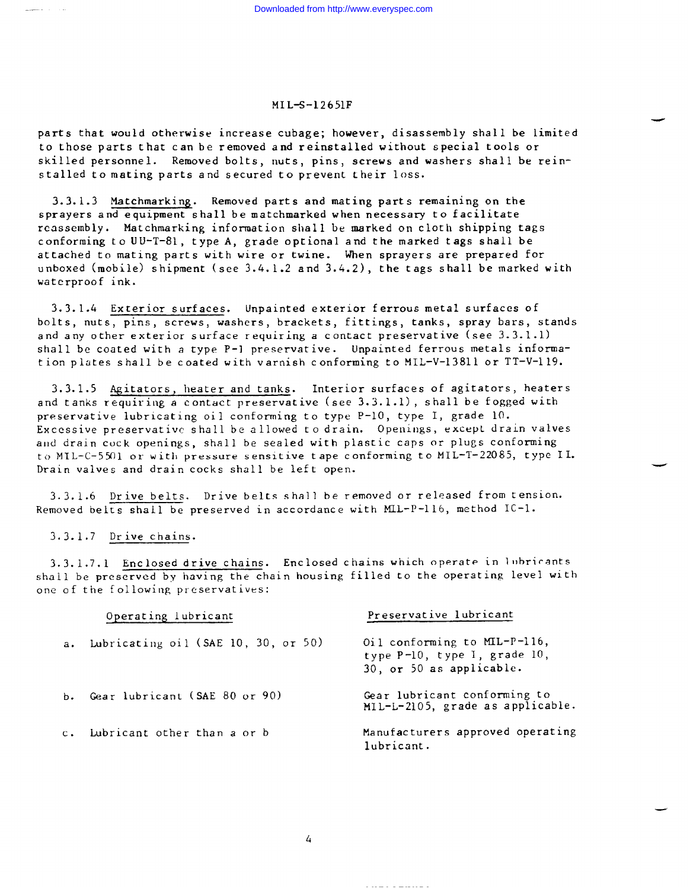parts that would otherwise increase cubage; however, disassembly shall be limited to those parts that can be removed and reinstalled without special tools or skilled personnel. Removed bolts, nuts, pins, screws and washers shall be reinstalled to mating parts and secured to prevent their loss.

3.3.1.3 Matchmarking. Removed parts and mating parts remaining on the sprayers and equipment shall be matchmarked when necessary to facilitate reassembly. Matchmarking information shall be marked on cloth shipping tags conforming to UU-T-81, type A, grade optional and the marked tags shall be attached to mating parts with wire or twine. When sprayers are prepared for unboxed (mobile) shipment (see 3.4.1.2 and 3.4.2), the tags shall be marked with waterproof ink.

3.3.1.4 Exterior surfaces. Unpainted exterior ferrous metal surfaces of bolts, nuts, pins, screws, washers, brackets, fittings, tanks, spray bars, stands and any other exterior surface requiring a contact preservative (see 3.3.1.1) shall be coated with a type P-1 preservative. Unpainted ferrous metals information plates shall be coated with varnish conforming to MIL-V-13811 or TT-V-119.

3.3.1.5 Agitators, heater and tanks. Interior surfaces of agitators, heaters and tanks requiring a contact preservative (see 3.3.1.1), shall be fogged with preservative lubricating oil conforming to type P-10, type I, grade 10. Excessive preservative shall be allowed to drain. Openings, except drain valves and drain cock openings, shall be sealed with plastic caps or plugs conforming to MIL-C-5501 or with pressure sensitive tape conforming to MIL-T-22085, type II. Drain valves and drain cocks shall be left open.

3.3.1.6 Drive belts. Drive belts shall be removed or released from tension. Removed belts shall be preserved in accordance with MIL-P-116, method IC-1.

3.3.1.7 Drive chains.

3.3.1.7.1 Enclosed drive chains. Enclosed chains which operate in lubricants shall be preserved by having the chain housing filled to the operating level with one of the following preservatives:

| Operating lubricant | Preservative lubricant |
|---|---|
| a. Lubricating oil (SAE 10, 30, or 50) | Oil conforming to MIL-P-116, type P-10, type I, grade 10, 30, or 50 as applicable. |
| b. Gear lubricant (SAE 80 or 90) | Gear lubricant conforming to MIL-L-2105, grade as applicable. |
| c. Lubricant other than a or b | Manufacturers approved operating lubricant. |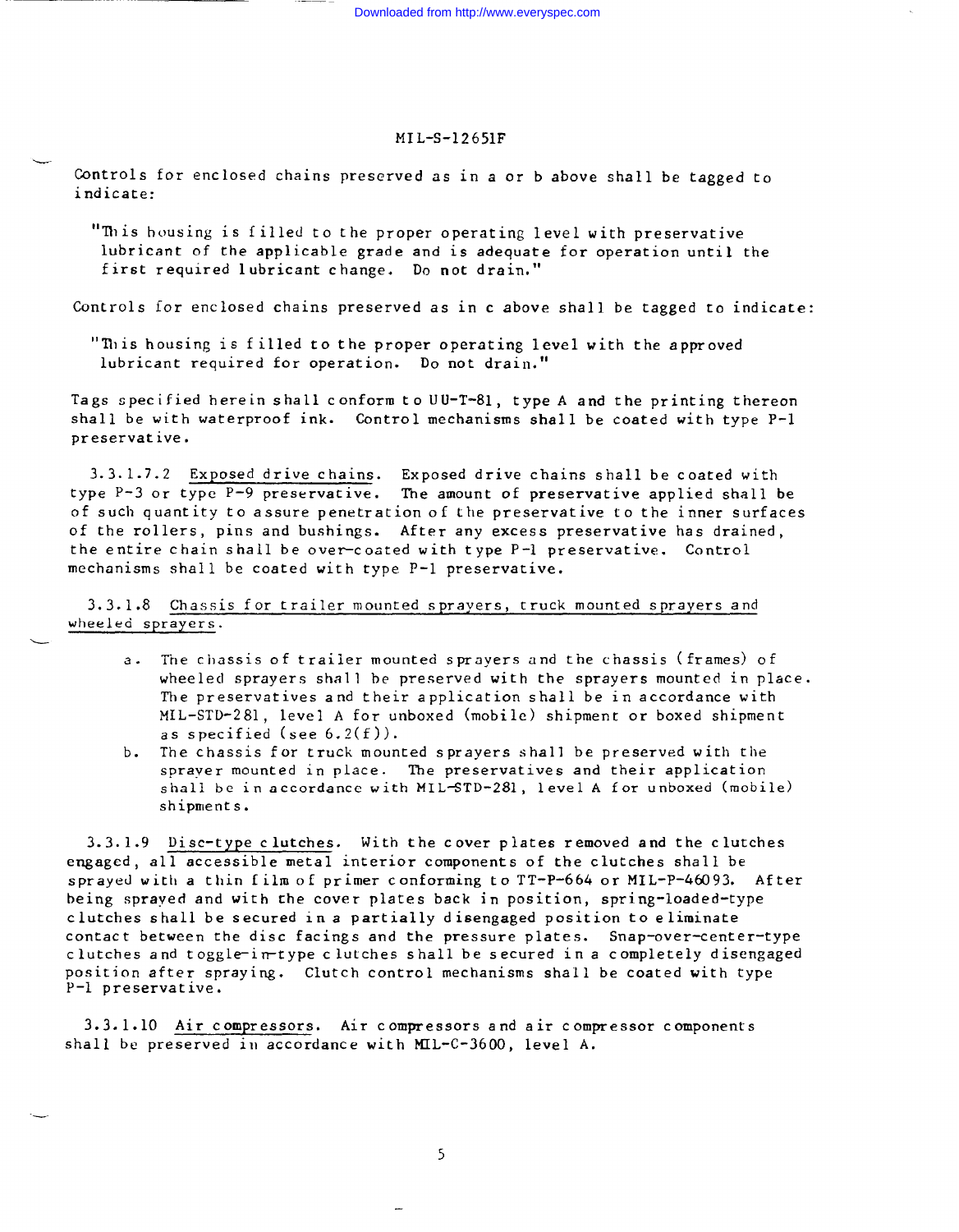Controls for enclosed chains preserved as in a or b above shall be tagged to indicate:

"This housing is filled to the proper operating level with preservative lubricant of the applicable grade and is adequate for operation until the first required lubricant change. Do not drain."

Controls for enclosed chains preserved as in c above shall be tagged to indicate:

"This housing is filled to the proper operating level with the approved lubricant required for operation. Do not drain."

Tags specified herein shall conform to UU-T-81, type A and the printing thereon shall be with waterproof ink. Control mechanisms shall be coated with type P-1 preservative.

3.3.1.7.2 Exposed drive chains. Exposed drive chains shall be coated with type P-3 or type P-9 preservative. The amount of preservative applied shall be of such quantity to assure penetration of the preservative to the inner surfaces of the rollers, pins and bushings. After any excess preservative has drained, the entire chain shall be over-coated with type P-1 preservative. Control mechanisms shall be coated with type P-1 preservative.

3.3.1.8 Chassis for trailer mounted sprayers, truck mounted sprayers and wheeled sprayers.

a. The chassis of trailer mounted sprayers and the chassis (frames) of wheeled sprayers shall be preserved with the sprayers mounted in place. The preservatives and their application shall be in accordance with MIL-STD-281, level A for unboxed (mobile) shipment or boxed shipment as specified (see 6.2(f)).
b. The chassis for truck mounted sprayers shall be preserved with the sprayer mounted in place. The preservatives and their application shall be in accordance with MIL-STD-281, level A for unboxed (mobile) shipments.

3.3.1.9 Disc-type clutches. With the cover plates removed and the clutches engaged, all accessible metal interior components of the clutches shall be sprayed with a thin film of primer conforming to TT-P-664 or MIL-P-46093. After being sprayed and with the cover plates back in position, spring-loaded-type clutches shall be secured in a partially disengaged position to eliminate contact between the disc facings and the pressure plates. Snap-over-center-type clutches and toggle-in-type clutches shall be secured in a completely disengaged position after spraying. Clutch control mechanisms shall be coated with type P-1 preservative.

3.3.1.10 Air compressors. Air compressors and air compressor components shall be preserved in accordance with MIL-C-3600, level A.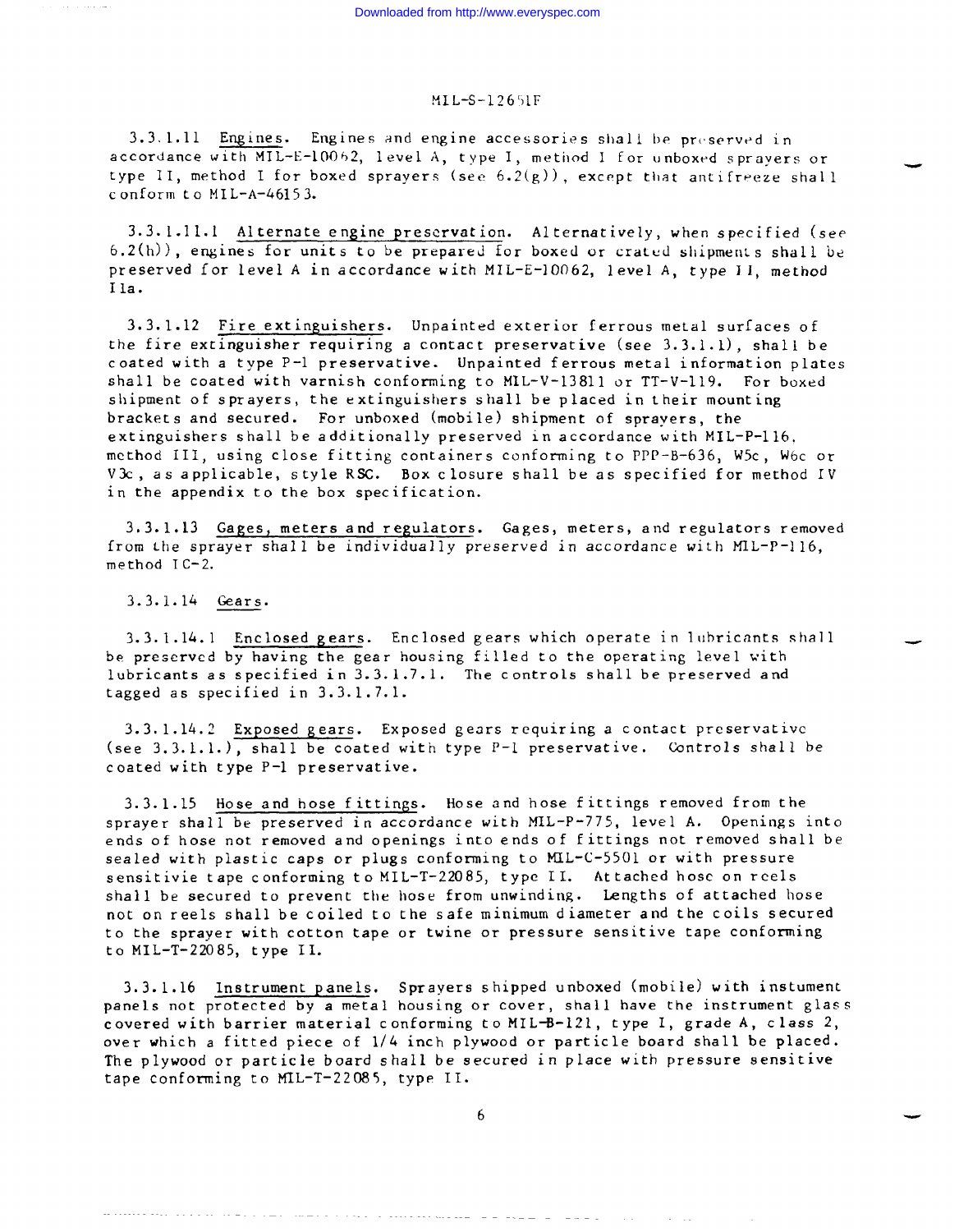3.3.1.11 Engines. Engines and engine accessories shall be preserved in accordance with MIL-E-10062, level A, type I, method I for unboxed sprayers or type II, method I for boxed sprayers (see 6.2(g)), except that antifreeze shall conform to MIL-A-46153.

3.3.1.11.1 Alternate engine preservation. Alternatively, when specified (see 6.2(h)), engines for units to be prepared for boxed or crated shipments shall be preserved for level A in accordance with MIL-E-10062, level A, type II, method IIa.

3.3.1.12 Fire extinguishers. Unpainted exterior ferrous metal surfaces of the fire extinguisher requiring a contact preservative (see 3.3.1.1), shall be coated with a type P-1 preservative. Unpainted ferrous metal information plates shall be coated with varnish conforming to MIL-V-13811 or TT-V-119. For boxed shipment of sprayers, the extinguishers shall be placed in their mounting brackets and secured. For unboxed (mobile) shipment of sprayers, the extinguishers shall be additionally preserved in accordance with MIL-P-116, method III, using close fitting containers conforming to PPP-B-636, W5c, W6c or V3c, as applicable, style RSC. Box closure shall be as specified for method IV in the appendix to the box specification.

3.3.1.13 Gages, meters and regulators. Gages, meters, and regulators removed from the sprayer shall be individually preserved in accordance with MIL-P-116, method IC-2.

3.3.1.14 Gears.

3.3.1.14.1 Enclosed gears. Enclosed gears which operate in lubricants shall be preserved by having the gear housing filled to the operating level with lubricants as specified in 3.3.1.7.1. The controls shall be preserved and tagged as specified in 3.3.1.7.1.

3.3.1.14.2 Exposed gears. Exposed gears requiring a contact preservative (see 3.3.1.1.), shall be coated with type P-1 preservative. Controls shall be coated with type P-1 preservative.

3.3.1.15 Hose and hose fittings. Hose and hose fittings removed from the sprayer shall be preserved in accordance with MIL-P-775, level A. Openings into ends of hose not removed and openings into ends of fittings not removed shall be sealed with plastic caps or plugs conforming to MIL-C-5501 or with pressure sensitivie tape conforming to MIL-T-22085, type II. Attached hose on reels shall be secured to prevent the hose from unwinding. Lengths of attached hose not on reels shall be coiled to the safe minimum diameter and the coils secured to the sprayer with cotton tape or twine or pressure sensitive tape conforming to MIL-T-22085, type II.

3.3.1.16 Instrument panels. Sprayers shipped unboxed (mobile) with instument panels not protected by a metal housing or cover, shall have the instrument glass covered with barrier material conforming to MIL-B-121, type I, grade A, class 2, over which a fitted piece of 1/4 inch plywood or particle board shall be placed. The plywood or particle board shall be secured in place with pressure sensitive tape conforming to MIL-T-22085, type II.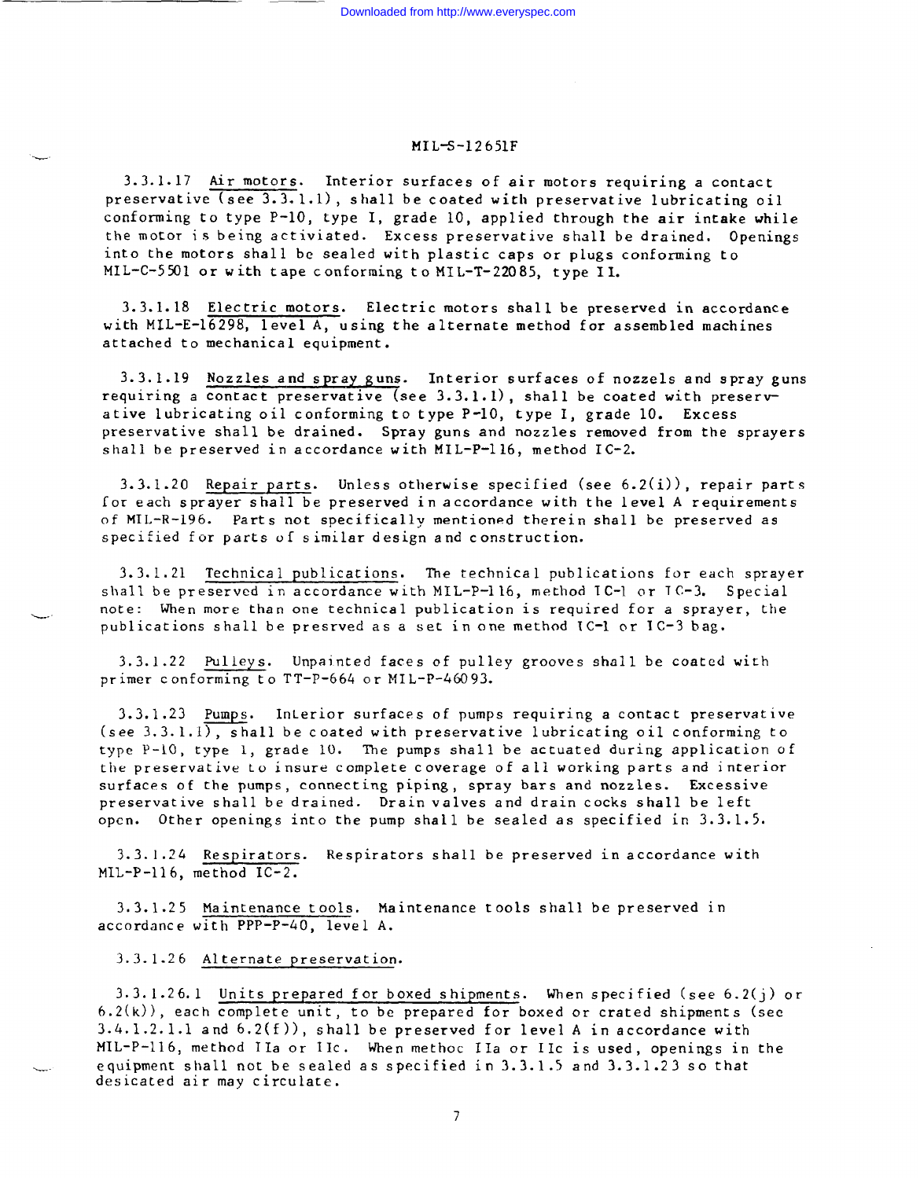3.3.1.17 Air motors. Interior surfaces of air motors requiring a contact preservative (see 3.3.1.1), shall be coated with preservative lubricating oil conforming to type P-10, type I, grade 10, applied through the air intake while the motor is being activiated. Excess preservative shall be drained. Openings into the motors shall be sealed with plastic caps or plugs conforming to MIL-C-5501 or with tape conforming to MIL-T-22085, type II.

3.3.1.18 Electric motors. Electric motors shall be preserved in accordance with MIL-E-16298, level A, using the alternate method for assembled machines attached to mechanical equipment.

3.3.1.19 Nozzles and spray guns. Interior surfaces of nozzels and spray guns requiring a contact preservative (see 3.3.1.1), shall be coated with preservative lubricating oil conforming to type P-10, type I, grade 10. Excess preservative shall be drained. Spray guns and nozzles removed from the sprayers shall be preserved in accordance with MIL-P-116, method IC-2.

3.3.1.20 Repair parts. Unless otherwise specified (see 6.2(i)), repair parts for each sprayer shall be preserved in accordance with the level A requirements of MIL-R-196. Parts not specifically mentioned therein shall be preserved as specified for parts of similar design and construction.

3.3.1.21 Technical publications. The technical publications for each sprayer shall be preserved in accordance with MIL-P-116, method IC-1 or IC-3. Special note: When more than one technical publication is required for a sprayer, the publications shall be presrved as a set in one method IC-1 or IC-3 bag.

3.3.1.22 Pulleys. Unpainted faces of pulley grooves shall be coated with primer conforming to TT-P-664 or MIL-P-46093.

3.3.1.23 Pumps. Interior surfaces of pumps requiring a contact preservative (see 3.3.1.1), shall be coated with preservative lubricating oil conforming to type P-10, type I, grade 10. The pumps shall be actuated during application of the preservative to insure complete coverage of all working parts and interior surfaces of the pumps, connecting piping, spray bars and nozzles. Excessive preservative shall be drained. Drain valves and drain cocks shall be left open. Other openings into the pump shall be sealed as specified in 3.3.1.5.

3.3.1.24 Respirators. Respirators shall be preserved in accordance with MIL-P-116, method IC-2.

3.3.1.25 Maintenance tools. Maintenance tools shall be preserved in accordance with PPP-P-40, level A.

3.3.1.26 Alternate preservation.

3.3.1.26.1 Units prepared for boxed shipments. When specified (see 6.2(j) or 6.2(k)), each complete unit, to be prepared for boxed or crated shipments (see 3.4.1.2.1.1 and 6.2(f)), shall be preserved for level A in accordance with MIL-P-116, method IIa or IIc. When methoc IIa or IIc is used, openings in the equipment shall not be sealed as specified in 3.3.1.5 and 3.3.1.23 so that desicated air may circulate.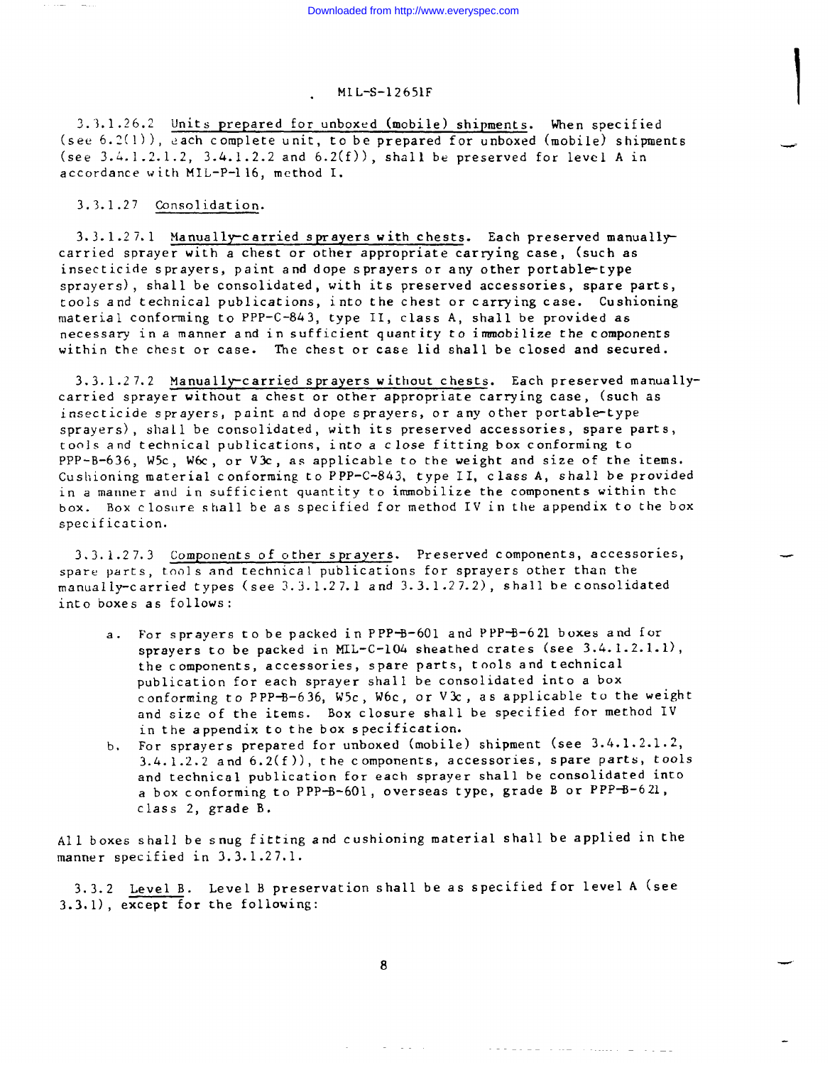3.3.1.26.2 Units prepared for unboxed (mobile) shipments. When specified (see 6.2(1)), each complete unit, to be prepared for unboxed (mobile) shipments (see 3.4.1.2.1.2, 3.4.1.2.2 and 6.2(f)), shall be preserved for level A in accordance with MIL-P-116, method I.

3.3.1.27 Consolidation.

3.3.1.27.1 Manually-carried sprayers with chests. Each preserved manually-carried sprayer with a chest or other appropriate carrying case, (such as insecticide sprayers, paint and dope sprayers or any other portable-type sprayers), shall be consolidated, with its preserved accessories, spare parts, tools and technical publications, into the chest or carrying case. Cushioning material conforming to PPP-C-843, type II, class A, shall be provided as necessary in a manner and in sufficient quantity to immobilize the components within the chest or case. The chest or case lid shall be closed and secured.

3.3.1.27.2 Manually-carried sprayers without chests. Each preserved manually-carried sprayer without a chest or other appropriate carrying case, (such as insecticide sprayers, paint and dope sprayers, or any other portable-type sprayers), shall be consolidated, with its preserved accessories, spare parts, tools and technical publications, into a close fitting box conforming to PPP-B-636, W5c, W6c, or V3c, as applicable to the weight and size of the items. Cushioning material conforming to PPP-C-843, type II, class A, shall be provided in a manner and in sufficient quantity to immobilize the components within the box. Box closure shall be as specified for method IV in the appendix to the box specification.

3.3.1.27.3 Components of other sprayers. Preserved components, accessories, spare parts, tools and technical publications for sprayers other than the manually-carried types (see 3.3.1.27.1 and 3.3.1.27.2), shall be consolidated into boxes as follows:

a. For sprayers to be packed in PPP-B-601 and PPP-B-621 boxes and for sprayers to be packed in MIL-C-104 sheathed crates (see 3.4.1.2.1.1), the components, accessories, spare parts, tools and technical publication for each sprayer shall be consolidated into a box conforming to PPP-B-636, W5c, W6c, or V3c, as applicable to the weight and size of the items. Box closure shall be specified for method IV in the appendix to the box specification.
b. For sprayers prepared for unboxed (mobile) shipment (see 3.4.1.2.1.2, 3.4.1.2.2 and 6.2(f)), the components, accessories, spare parts, tools and technical publication for each sprayer shall be consolidated into a box conforming to PPP-B-601, overseas type, grade B or PPP-B-621, class 2, grade B.

All boxes shall be snug fitting and cushioning material shall be applied in the manner specified in 3.3.1.27.1.

3.3.2 Level B. Level B preservation shall be as specified for level A (see 3.3.1), except for the following: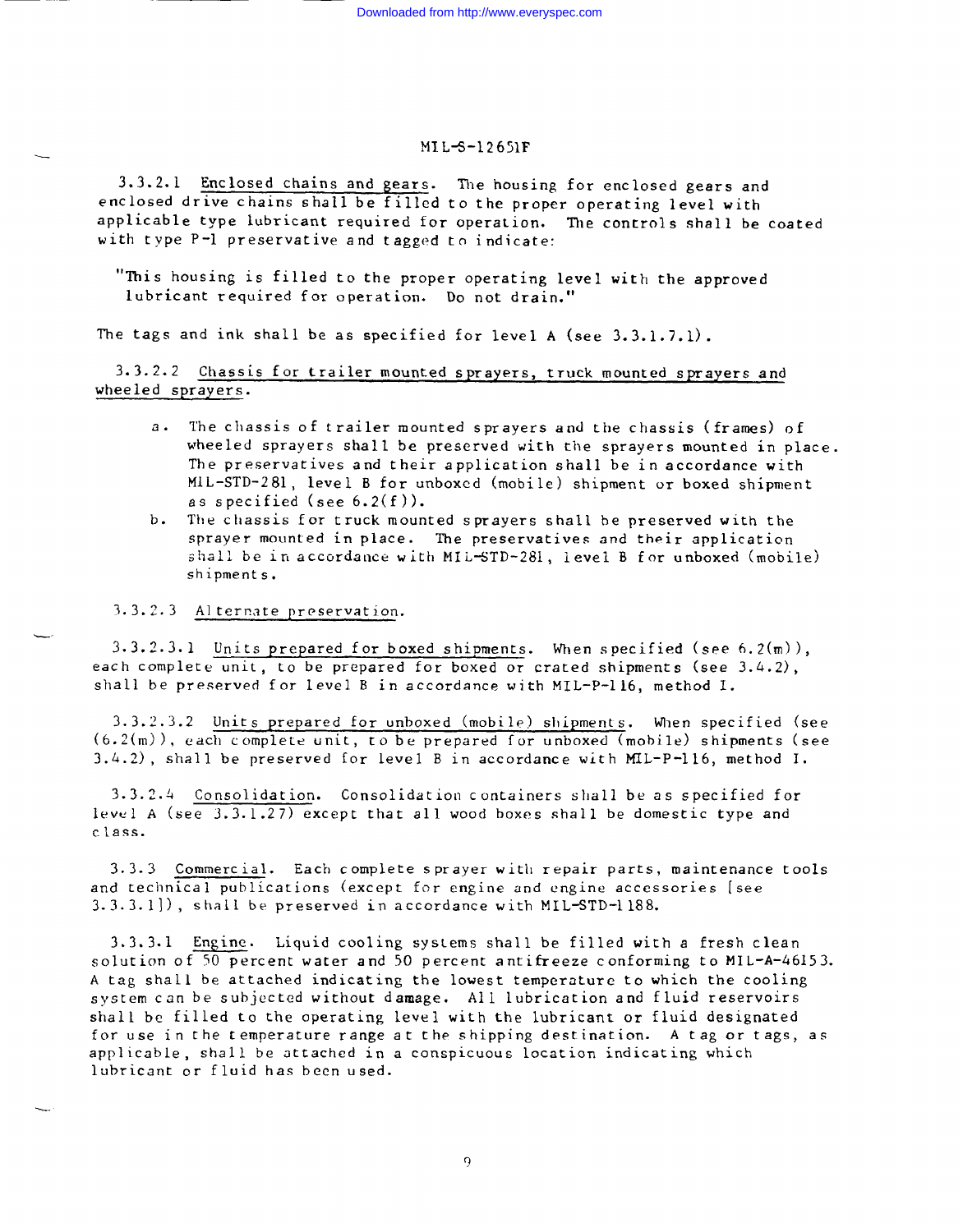3.3.2.1 Enclosed chains and gears. The housing for enclosed gears and enclosed drive chains shall be filled to the proper operating level with applicable type lubricant required for operation. The controls shall be coated with type P-1 preservative and tagged to indicate:

"This housing is filled to the proper operating level with the approved lubricant required for operation. Do not drain."

The tags and ink shall be as specified for level A (see 3.3.1.7.1).

3.3.2.2 Chassis for trailer mounted sprayers, truck mounted sprayers and wheeled sprayers.

a. The chassis of trailer mounted sprayers and the chassis (frames) of wheeled sprayers shall be preserved with the sprayers mounted in place. The preservatives and their application shall be in accordance with MIL-STD-281, level B for unboxed (mobile) shipment or boxed shipment as specified (see 6.2(f)).

b. The chassis for truck mounted sprayers shall be preserved with the sprayer mounted in place. The preservatives and their application shall be in accordance with MIL-STD-281, level B for unboxed (mobile) shipments.

3.3.2.3 Alternate preservation.

3.3.2.3.1 Units prepared for boxed shipments. When specified (see 6.2(m)), each complete unit, to be prepared for boxed or crated shipments (see 3.4.2), shall be preserved for level B in accordance with MIL-P-116, method I.

3.3.2.3.2 Units prepared for unboxed (mobile) shipments. When specified (see (6.2(m)), each complete unit, to be prepared for unboxed (mobile) shipments (see 3.4.2), shall be preserved for level B in accordance with MIL-P-116, method I.

3.3.2.4 Consolidation. Consolidation containers shall be as specified for level A (see 3.3.1.27) except that all wood boxes shall be domestic type and class.

3.3.3 Commercial. Each complete sprayer with repair parts, maintenance tools and technical publications (except for engine and engine accessories [see 3.3.3.1]), shall be preserved in accordance with MIL-STD-1188.

3.3.3.1 Engine. Liquid cooling systems shall be filled with a fresh clean solution of 50 percent water and 50 percent antifreeze conforming to MIL-A-46153. A tag shall be attached indicating the lowest temperature to which the cooling system can be subjected without damage. All lubrication and fluid reservoirs shall be filled to the operating level with the lubricant or fluid designated for use in the temperature range at the shipping destination. A tag or tags, as applicable, shall be attached in a conspicuous location indicating which lubricant or fluid has been used.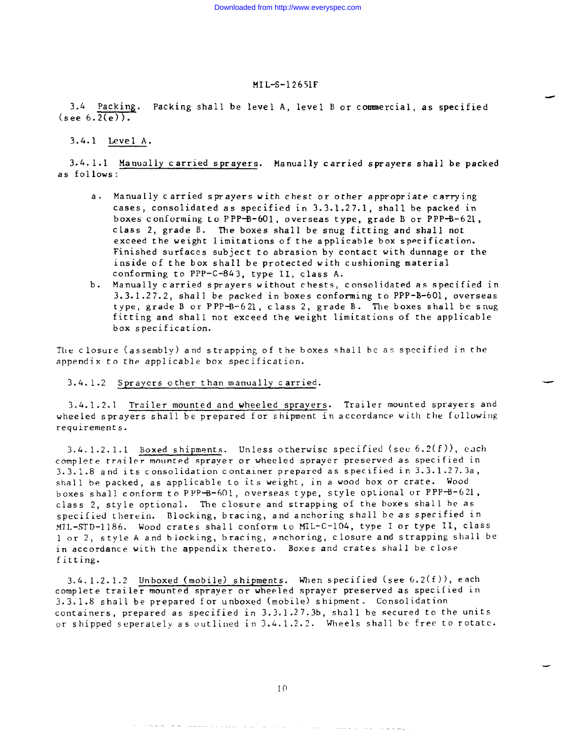3.4 Packing. Packing shall be level A, level B or commercial, as specified (see 6.2(e)).

3.4.1 Level A.

3.4.1.1 Manually carried sprayers. Manually carried sprayers shall be packed as follows:

a. Manually carried sprayers with chest or other appropriate carrying cases, consolidated as specified in 3.3.1.27.1, shall be packed in boxes conforming to PPP-B-601, overseas type, grade B or PPP-B-621, class 2, grade B. The boxes shall be snug fitting and shall not exceed the weight limitations of the applicable box specification. Finished surfaces subject to abrasion by contact with dunnage or the inside of the box shall be protected with cushioning material conforming to PPP-C-843, type II, class A.
b. Manually carried sprayers without chests, consolidated as specified in 3.3.1.27.2, shall be packed in boxes conforming to PPP-B-601, overseas type, grade B or PPP-B-621, class 2, grade B. The boxes shall be snug fitting and shall not exceed the weight limitations of the applicable box specification.

The closure (assembly) and strapping of the boxes shall be as specified in the appendix to the applicable box specification.

3.4.1.2 Sprayers other than manually carried.

3.4.1.2.1 Trailer mounted and wheeled sprayers. Trailer mounted sprayers and wheeled sprayers shall be prepared for shipment in accordance with the following requirements.

3.4.1.2.1.1 Boxed shipments. Unless otherwise specified (see 6.2(f)), each complete trailer mounted sprayer or wheeled sprayer preserved as specified in 3.3.1.8 and its consolidation container prepared as specified in 3.3.1.27.3a, shall be packed, as applicable to its weight, in a wood box or crate. Wood boxes shall conform to PPP-B-601, overseas type, style optional or PPP-B-621, class 2, style optional. The closure and strapping of the boxes shall be as specified therein. Blocking, bracing, and anchoring shall be as specified in MIL-STD-1186. Wood crates shall conform to MIL-C-104, type I or type II, class 1 or 2, style A and blocking, bracing, anchoring, closure and strapping shall be in accordance with the appendix thereto. Boxes and crates shall be close fitting.

3.4.1.2.1.2 Unboxed (mobile) shipments. When specified (see 6.2(f)), each complete trailer mounted sprayer or wheeled sprayer preserved as specified in 3.3.1.8 shall be prepared for unboxed (mobile) shipment. Consolidation containers, prepared as specified in 3.3.1.27.3b, shall be secured to the units or shipped seperately as outlined in 3.4.1.2.2. Wheels shall be free to rotate.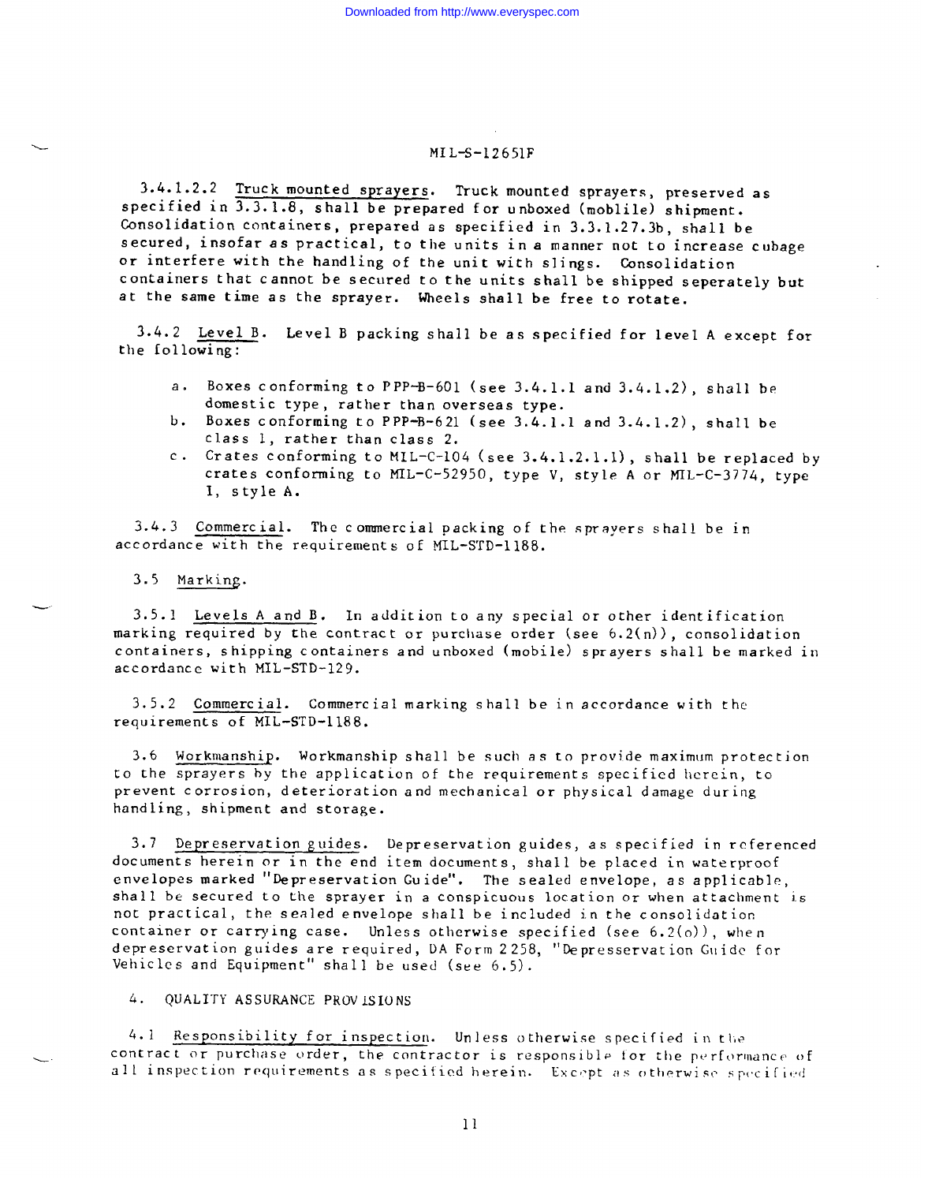3.4.1.2.2 Truck mounted sprayers. Truck mounted sprayers, preserved as specified in 3.3.1.8, shall be prepared for unboxed (moblile) shipment. Consolidation containers, prepared as specified in 3.3.1.27.3b, shall be secured, insofar as practical, to the units in a manner not to increase cubage or interfere with the handling of the unit with slings. Consolidation containers that cannot be secured to the units shall be shipped seperately but at the same time as the sprayer. Wheels shall be free to rotate.

3.4.2 Level B. Level B packing shall be as specified for level A except for the following:

a. Boxes conforming to PPP-B-601 (see 3.4.1.1 and 3.4.1.2), shall be domestic type, rather than overseas type.
b. Boxes conforming to PPP-B-621 (see 3.4.1.1 and 3.4.1.2), shall be class 1, rather than class 2.
c. Crates conforming to MIL-C-104 (see 3.4.1.2.1.1), shall be replaced by crates conforming to MIL-C-52950, type V, style A or MIL-C-3774, type I, style A.

3.4.3 Commercial. The commercial packing of the sprayers shall be in accordance with the requirements of MIL-STD-1188.

3.5 Marking.

3.5.1 Levels A and B. In addition to any special or other identification marking required by the contract or purchase order (see 6.2(n)), consolidation containers, shipping containers and unboxed (mobile) sprayers shall be marked in accordance with MIL-STD-129.

3.5.2 Commercial. Commercial marking shall be in accordance with the requirements of MIL-STD-1188.

3.6 Workmanship. Workmanship shall be such as to provide maximum protection to the sprayers by the application of the requirements specified herein, to prevent corrosion, deterioration and mechanical or physical damage during handling, shipment and storage.

3.7 Depreservation guides. Depreservation guides, as specified in referenced documents herein or in the end item documents, shall be placed in waterproof envelopes marked "Depreservation Guide". The sealed envelope, as applicable, shall be secured to the sprayer in a conspicuous location or when attachment is not practical, the sealed envelope shall be included in the consolidation container or carrying case. Unless otherwise specified (see 6.2(o)), when depreservation guides are required, DA Form 2258, "Depresservation Guide for Vehicles and Equipment" shall be used (see 6.5).

## 4. QUALITY ASSURANCE PROVISIONS

4.1 Responsibility for inspection. Unless otherwise specified in the contract or purchase order, the contractor is responsible for the performance of all inspection requirements as specified herein. Except as otherwise specified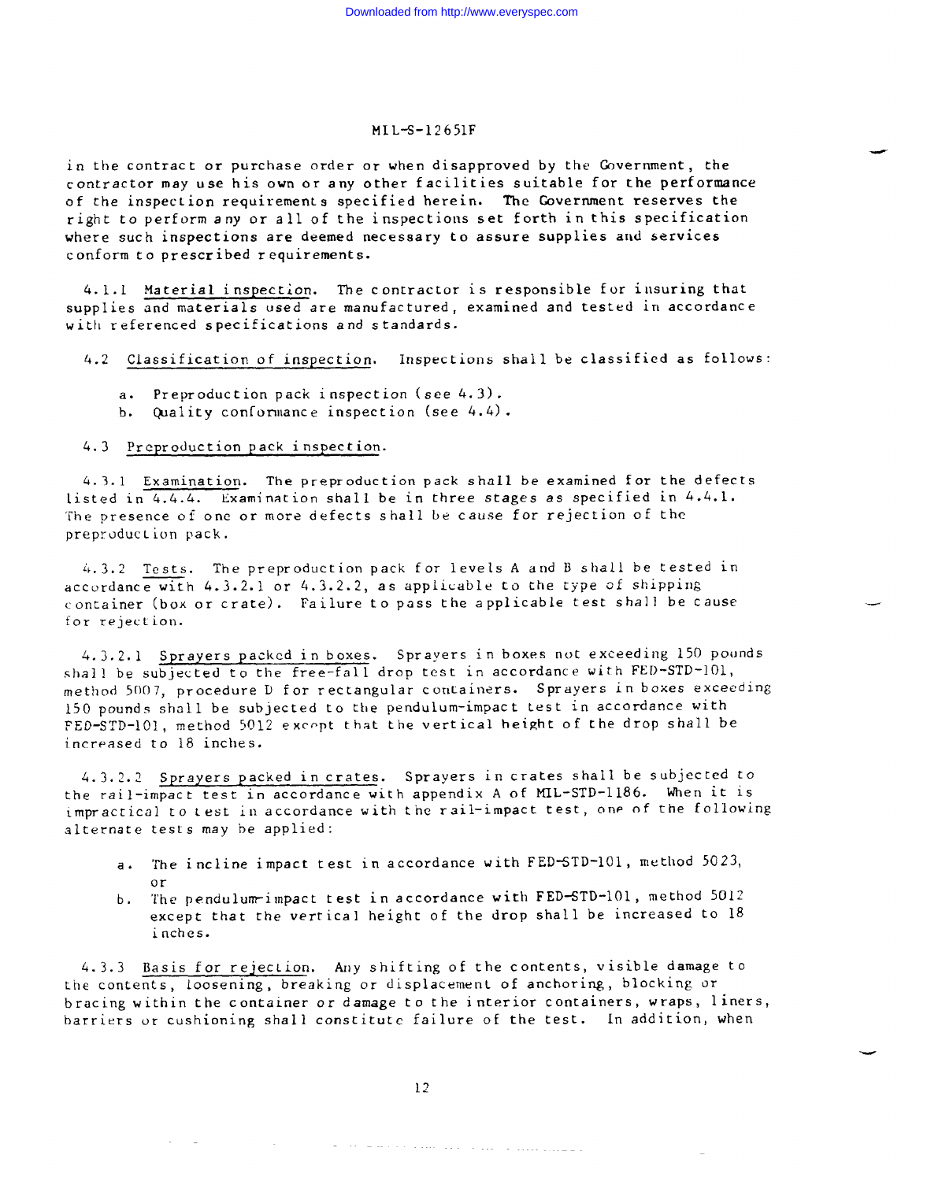in the contract or purchase order or when disapproved by the Government, the contractor may use his own or any other facilities suitable for the performance of the inspection requirements specified herein. The Government reserves the right to perform any or all of the inspections set forth in this specification where such inspections are deemed necessary to assure supplies and services conform to prescribed requirements.

4.1.1 Material inspection. The contractor is responsible for insuring that supplies and materials used are manufactured, examined and tested in accordance with referenced specifications and standards.

4.2 Classification of inspection. Inspections shall be classified as follows:

a. Preproduction pack inspection (see 4.3).
b. Quality conformance inspection (see 4.4).

4.3 Preproduction pack inspection.

4.3.1 Examination. The preproduction pack shall be examined for the defects listed in 4.4.4. Examination shall be in three stages as specified in 4.4.1. The presence of one or more defects shall be cause for rejection of the preproduction pack.

4.3.2 Tests. The preproduction pack for levels A and B shall be tested in accordance with 4.3.2.1 or 4.3.2.2, as applicable to the type of shipping container (box or crate). Failure to pass the applicable test shall be cause for rejection.

4.3.2.1 Sprayers packed in boxes. Sprayers in boxes not exceeding 150 pounds shall be subjected to the free-fall drop test in accordance with FED-STD-101, method 5007, procedure D for rectangular containers. Sprayers in boxes exceeding 150 pounds shall be subjected to the pendulum-impact test in accordance with FED-STD-101, method 5012 except that the vertical height of the drop shall be increased to 18 inches.

4.3.2.2 Sprayers packed in crates. Sprayers in crates shall be subjected to the rail-impact test in accordance with appendix A of MIL-STD-1186. When it is impractical to test in accordance with the rail-impact test, one of the following alternate tests may be applied:

a. The incline impact test in accordance with FED-STD-101, method 5023, or
b. The pendulum-impact test in accordance with FED-STD-101, method 5012 except that the vertical height of the drop shall be increased to 18 inches.

4.3.3 Basis for rejection. Any shifting of the contents, visible damage to the contents, loosening, breaking or displacement of anchoring, blocking or bracing within the container or damage to the interior containers, wraps, liners, barriers or cushioning shall constitute failure of the test. In addition, when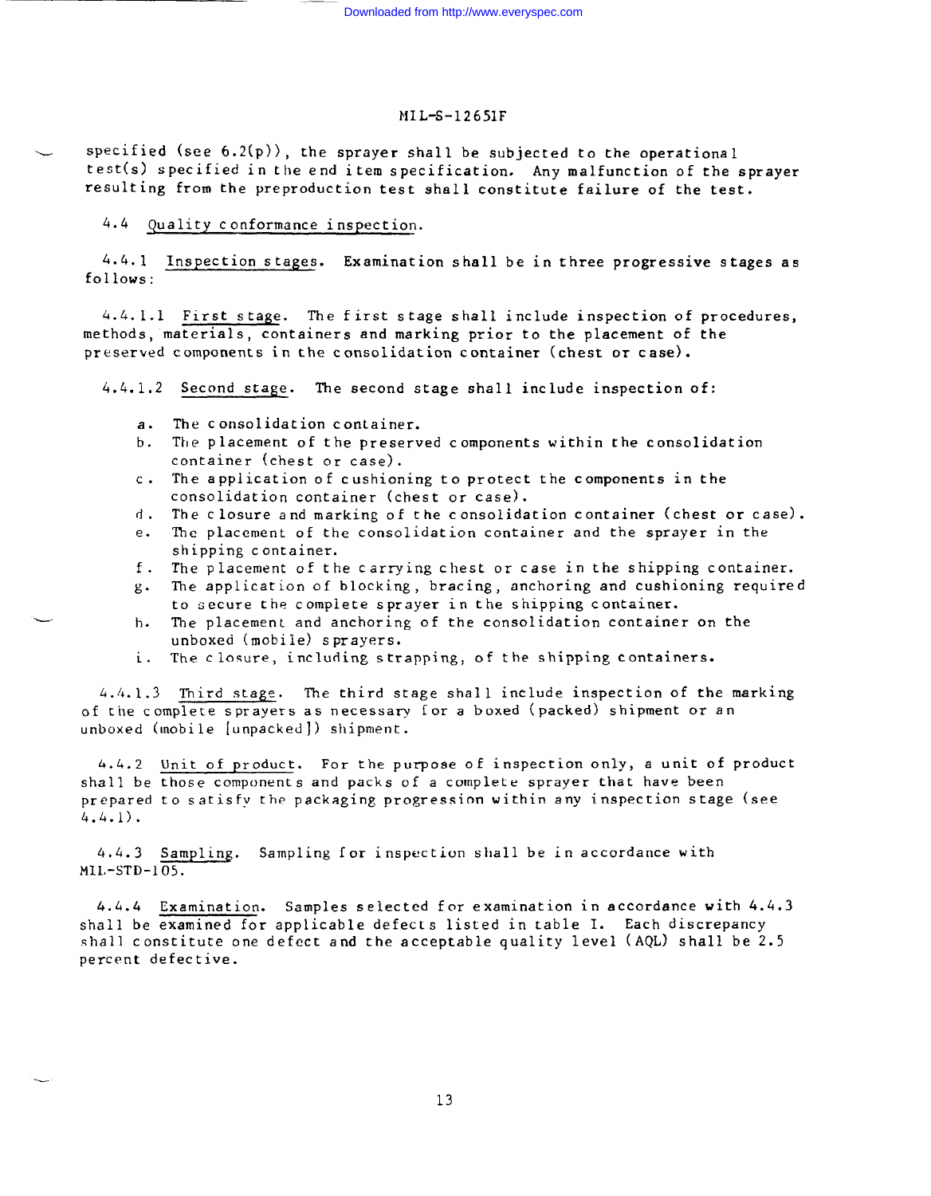specified (see 6.2(p)), the sprayer shall be subjected to the operational test(s) specified in the end item specification. Any malfunction of the sprayer resulting from the preproduction test shall constitute failure of the test.

4.4 Quality conformance inspection.

4.4.1 Inspection stages. Examination shall be in three progressive stages as follows:

4.4.1.1 First stage. The first stage shall include inspection of procedures, methods, materials, containers and marking prior to the placement of the preserved components in the consolidation container (chest or case).

4.4.1.2 Second stage. The second stage shall include inspection of:

a. The consolidation container.
b. The placement of the preserved components within the consolidation container (chest or case).
c. The application of cushioning to protect the components in the consolidation container (chest or case).
d. The closure and marking of the consolidation container (chest or case).
e. The placement of the consolidation container and the sprayer in the shipping container.
f. The placement of the carrying chest or case in the shipping container.
g. The application of blocking, bracing, anchoring and cushioning required to secure the complete sprayer in the shipping container.
h. The placement and anchoring of the consolidation container on the unboxed (mobile) sprayers.
i. The closure, including strapping, of the shipping containers.

4.4.1.3 Third stage. The third stage shall include inspection of the marking of the complete sprayers as necessary for a boxed (packed) shipment or an unboxed (mobile [unpacked]) shipment.

4.4.2 Unit of product. For the purpose of inspection only, a unit of product shall be those components and packs of a complete sprayer that have been prepared to satisfy the packaging progression within any inspection stage (see 4.4.1).

4.4.3 Sampling. Sampling for inspection shall be in accordance with MIL-STD-105.

4.4.4 Examination. Samples selected for examination in accordance with 4.4.3 shall be examined for applicable defects listed in table I. Each discrepancy shall constitute one defect and the acceptable quality level (AQL) shall be 2.5 percent defective.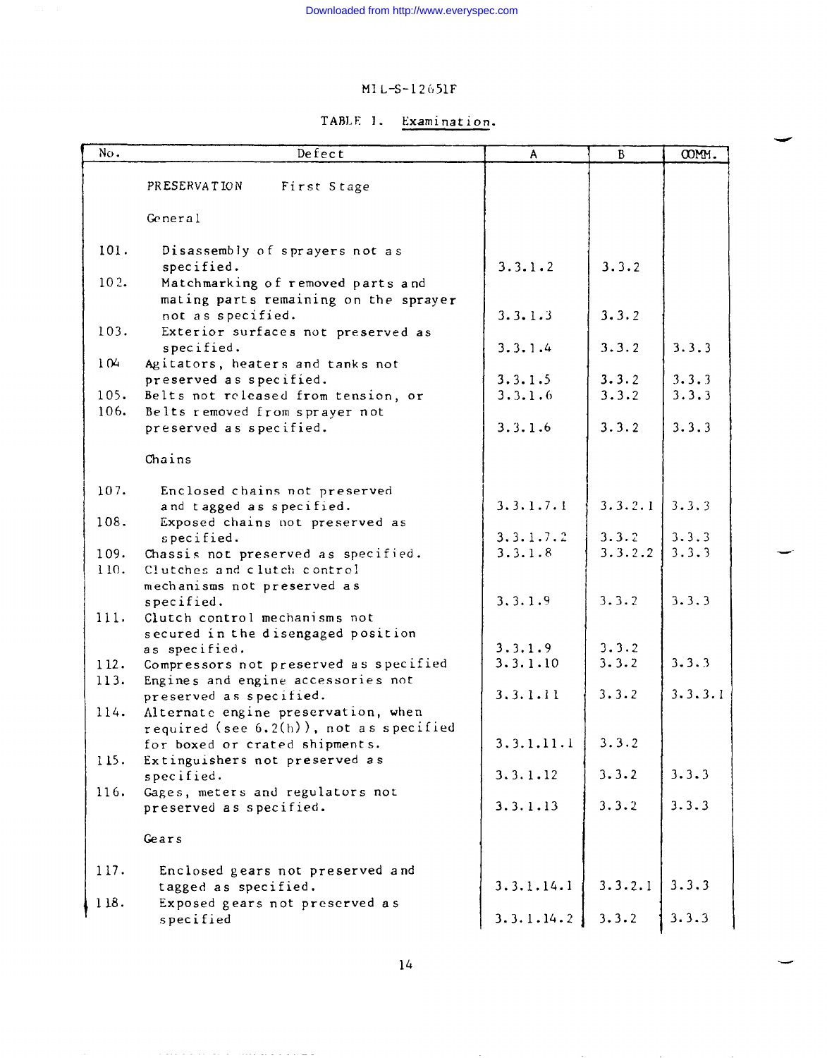MIL-S-12651F

TABLE I. Examination.

| No. | Defect | A | B | COMM. |
|---|---|---|---|---|
| | PRESERVATION First Stage | | | |
| | General | | | |
| 101. | Disassembly of sprayers not as specified. | 3.3.1.2 | 3.3.2 | |
| 102. | Matchmarking of removed parts and mating parts remaining on the sprayer not as specified. | 3.3.1.3 | 3.3.2 | |
| 103. | Exterior surfaces not preserved as specified. | 3.3.1.4 | 3.3.2 | 3.3.3 |
| 104 | Agitators, heaters and tanks not preserved as specified. | 3.3.1.5 | 3.3.2 | 3.3.3 |
| 105. | Belts not released from tension, or | 3.3.1.6 | 3.3.2 | 3.3.3 |
| 106. | Belts removed from sprayer not preserved as specified. | 3.3.1.6 | 3.3.2 | 3.3.3 |
| | Chains | | | |
| 107. | Enclosed chains not preserved and tagged as specified. | 3.3.1.7.1 | 3.3.2.1 | 3.3.3 |
| 108. | Exposed chains not preserved as specified. | 3.3.1.7.2 | 3.3.2 | 3.3.3 |
| 109. | Chassis not preserved as specified. | 3.3.1.8 | 3.3.2.2 | 3.3.3 |
| 110. | Clutches and clutch control mechanisms not preserved as specified. | 3.3.1.9 | 3.3.2 | 3.3.3 |
| 111. | Clutch control mechanisms not secured in the disengaged position as specified. | 3.3.1.9 | 3.3.2 | |
| 112. | Compressors not preserved as specified | 3.3.1.10 | 3.3.2 | 3.3.3 |
| 113. | Engines and engine accessories not preserved as specified. | 3.3.1.11 | 3.3.2 | 3.3.3.1 |
| 114. | Alternate engine preservation, when required (see 6.2(h)), not as specified for boxed or crated shipments. | 3.3.1.11.1 | 3.3.2 | |
| 115. | Extinguishers not preserved as specified. | 3.3.1.12 | 3.3.2 | 3.3.3 |
| 116. | Gages, meters and regulators not preserved as specified. | 3.3.1.13 | 3.3.2 | 3.3.3 |
| | Gears | | | |
| 117. | Enclosed gears not preserved and tagged as specified. | 3.3.1.14.1 | 3.3.2.1 | 3.3.3 |
| 118. | Exposed gears not preserved as specified | 3.3.1.14.2 | 3.3.2 | 3.3.3 |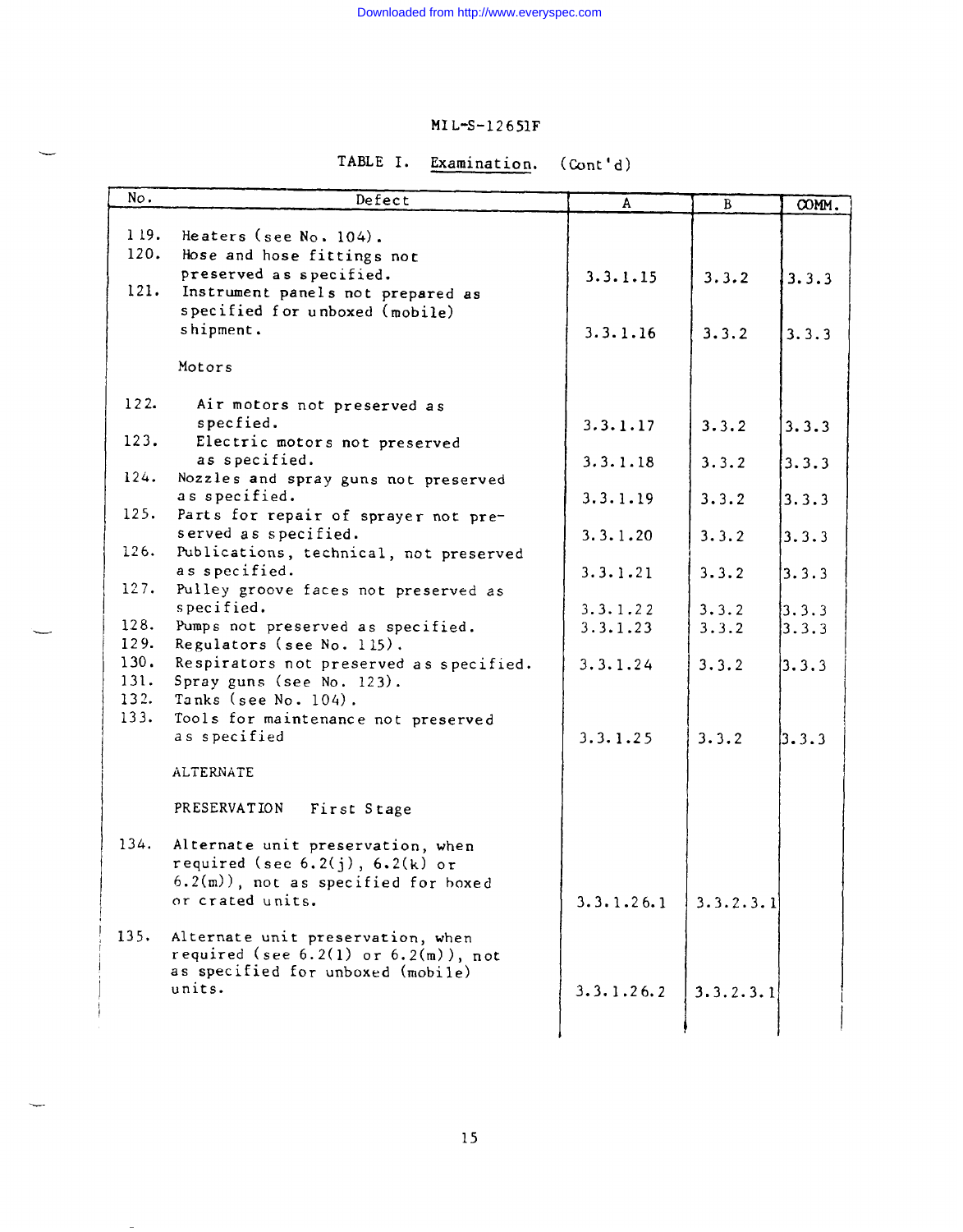MIL-S-12651F

TABLE I. Examination. (Cont'd)

| No. | Defect | A | B | COMM. |
|---|---|---|---|---|
| 119. | Heaters (see No. 104). | | | |
| 120. | Hose and hose fittings not preserved as specified. | 3.3.1.15 | 3.3.2 | 3.3.3 |
| 121. | Instrument panels not prepared as specified for unboxed (mobile) shipment. | 3.3.1.16 | 3.3.2 | 3.3.3 |
| | Motors | | | |
| 122. | Air motors not preserved as specfied. | 3.3.1.17 | 3.3.2 | 3.3.3 |
| 123. | Electric motors not preserved as specified. | 3.3.1.18 | 3.3.2 | 3.3.3 |
| 124. | Nozzles and spray guns not preserved as specified. | 3.3.1.19 | 3.3.2 | 3.3.3 |
| 125. | Parts for repair of sprayer not preserved as specified. | 3.3.1.20 | 3.3.2 | 3.3.3 |
| 126. | Publications, technical, not preserved as specified. | 3.3.1.21 | 3.3.2 | 3.3.3 |
| 127. | Pulley groove faces not preserved as specified. | 3.3.1.22 | 3.3.2 | 3.3.3 |
| 128. | Pumps not preserved as specified. | 3.3.1.23 | 3.3.2 | 3.3.3 |
| 129. | Regulators (see No. 115). | | | |
| 130. | Respirators not preserved as specified. | 3.3.1.24 | 3.3.2 | 3.3.3 |
| 131. | Spray guns (see No. 123). | | | |
| 132. | Tanks (see No. 104). | | | |
| 133. | Tools for maintenance not preserved as specified | 3.3.1.25 | 3.3.2 | 3.3.3 |
| | ALTERNATE | | | |
| | PRESERVATION First Stage | | | |
| 134. | Alternate unit preservation, when required (see 6.2(j), 6.2(k) or 6.2(m)), not as specified for boxed or crated units. | 3.3.1.26.1 | 3.3.2.3.1 | |
| 135. | Alternate unit preservation, when required (see 6.2(1) or 6.2(m)), not as specified for unboxed (mobile) units. | 3.3.1.26.2 | 3.3.2.3.1 | |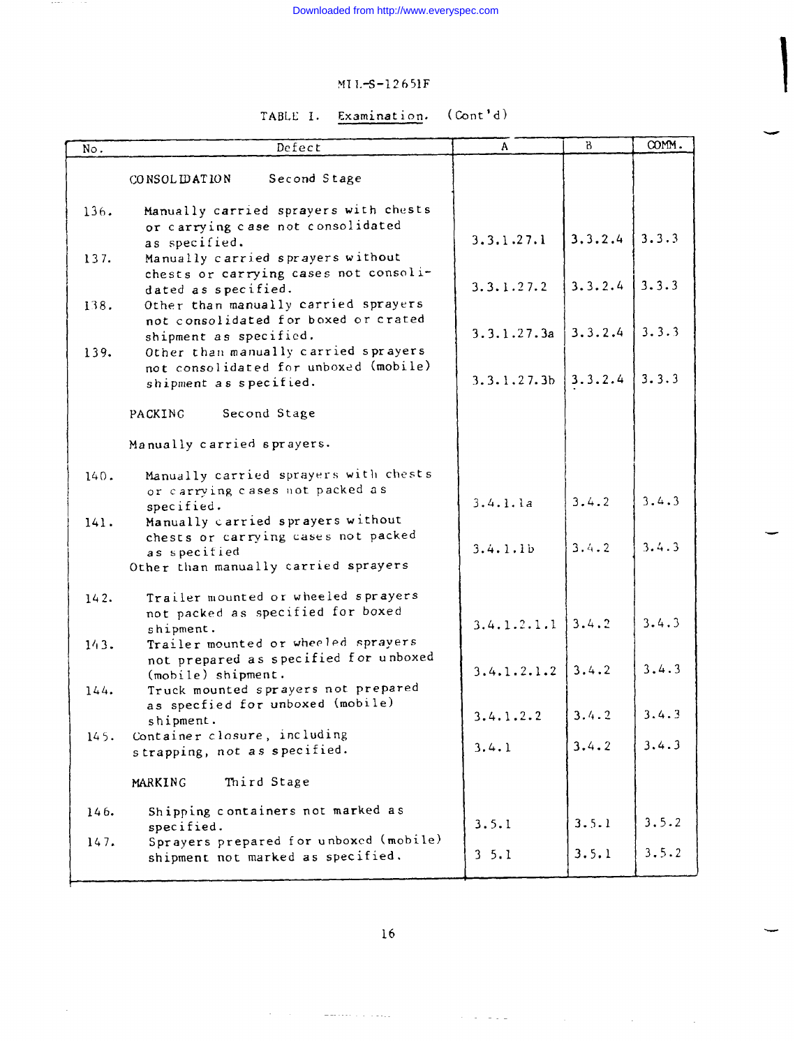TABLE I. Examination. (Cont'd)

| No. | Defect | A | B | COMM. |
|---|---|---|---|---|
| | CONSOLIDATION Second Stage | | | |
| 136. | Manually carried sprayers with chests or carrying case not consolidated as specified. | 3.3.1.27.1 | 3.3.2.4 | 3.3.3 |
| 137. | Manually carried sprayers without chests or carrying cases not consolidated as specified. | 3.3.1.27.2 | 3.3.2.4 | 3.3.3 |
| 138. | Other than manually carried sprayers not consolidated for boxed or crated shipment as specified. | 3.3.1.27.3a | 3.3.2.4 | 3.3.3 |
| 139. | Other than manually carried sprayers not consolidated for unboxed (mobile) shipment as specified. | 3.3.1.27.3b | 3.3.2.4 | 3.3.3 |
| | PACKING Second Stage | | | |
| | Manually carried sprayers. | | | |
| 140. | Manually carried sprayers with chests or carrying cases not packed as specified. | 3.4.1.1a | 3.4.2 | 3.4.3 |
| 141. | Manually carried sprayers without chests or carrying cases not packed as specified | 3.4.1.1b | 3.4.2 | 3.4.3 |
| | Other than manually carried sprayers | | | |
| 142. | Trailer mounted or wheeled sprayers not packed as specified for boxed shipment. | 3.4.1.2.1.1 | 3.4.2 | 3.4.3 |
| 143. | Trailer mounted or wheeled sprayers not prepared as specified for unboxed (mobile) shipment. | 3.4.1.2.1.2 | 3.4.2 | 3.4.3 |
| 144. | Truck mounted sprayers not prepared as specfied for unboxed (mobile) shipment. | 3.4.1.2.2 | 3.4.2 | 3.4.3 |
| 145. | Container closure, including strapping, not as specified. | 3.4.1 | 3.4.2 | 3.4.3 |
| | MARKING Third Stage | | | |
| 146. | Shipping containers not marked as specified. | 3.5.1 | 3.5.1 | 3.5.2 |
| 147. | Sprayers prepared for unboxed (mobile) shipment not marked as specified. | 3 5.1 | 3.5.1 | 3.5.2 |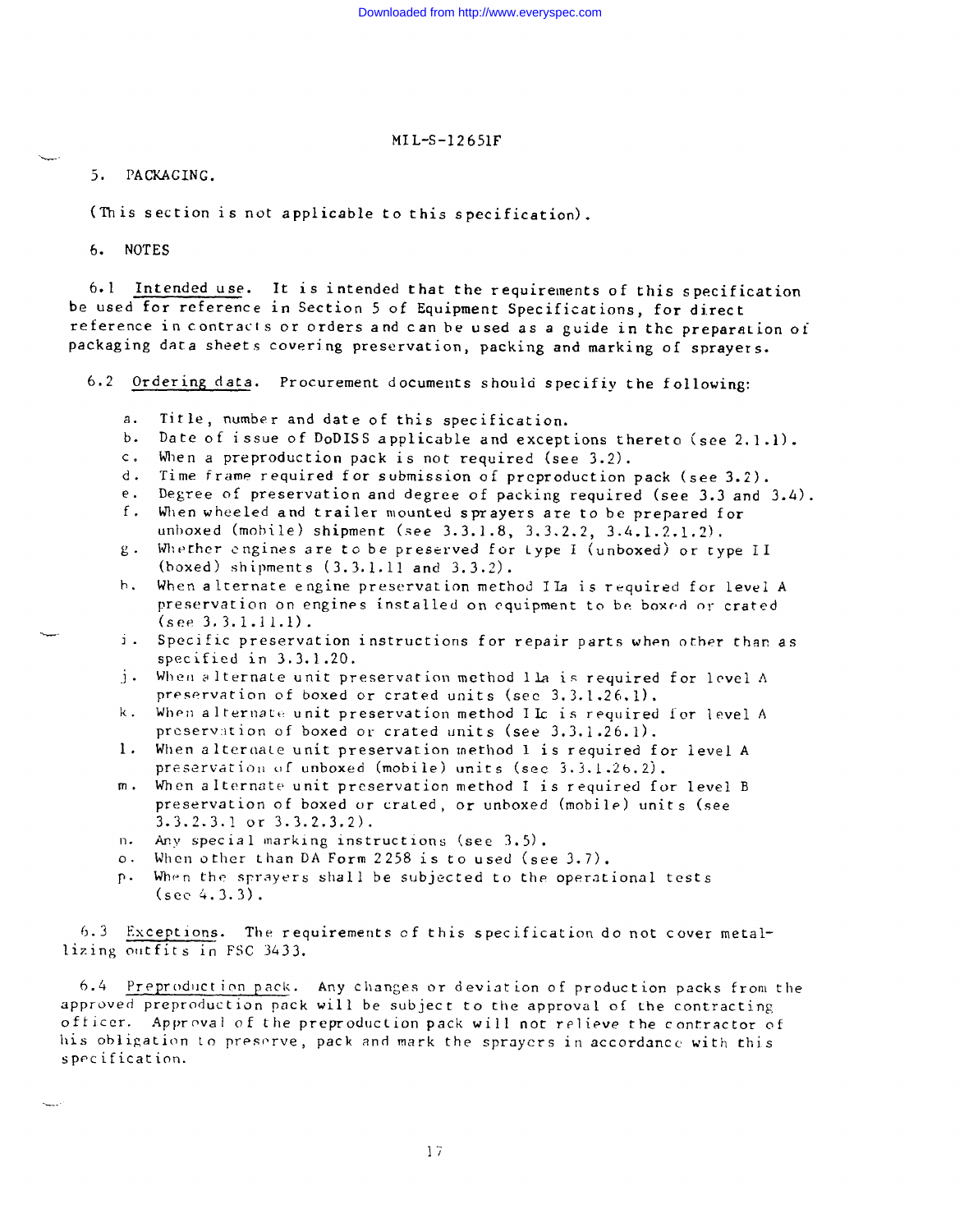5. PACKAGING.

(This section is not applicable to this specification).

6. NOTES

6.1 Intended use. It is intended that the requirements of this specification be used for reference in Section 5 of Equipment Specifications, for direct reference in contracts or orders and can be used as a guide in the preparation of packaging data sheets covering preservation, packing and marking of sprayers.

6.2 Ordering data. Procurement documents should specifiy the following:

a. Title, number and date of this specification.
b. Date of issue of DoDISS applicable and exceptions thereto (see 2.1.1).
c. When a preproduction pack is not required (see 3.2).
d. Time frame required for submission of preproduction pack (see 3.2).
e. Degree of preservation and degree of packing required (see 3.3 and 3.4).
f. When wheeled and trailer mounted sprayers are to be prepared for unboxed (mobile) shipment (see 3.3.1.8, 3.3.2.2, 3.4.1.2.1.2).
g. Whether engines are to be preserved for type I (unboxed) or type II (boxed) shipments (3.3.1.11 and 3.3.2).
h. When alternate engine preservation method IIa is required for level A preservation on engines installed on equipment to be boxed or crated (see 3.3.1.11.1).
i. Specific preservation instructions for repair parts when other than as specified in 3.3.1.20.
j. When alternate unit preservation method IIa is required for level A preservation of boxed or crated units (see 3.3.1.26.1).
k. When alternate unit preservation method IIc is required for level A preservation of boxed or crated units (see 3.3.1.26.1).
l. When alternate unit preservation method I is required for level A preservation of unboxed (mobile) units (see 3.3.1.26.2).
m. When alternate unit preservation method I is required for level B preservation of boxed or crated, or unboxed (mobile) units (see 3.3.2.3.1 or 3.3.2.3.2).
n. Any special marking instructions (see 3.5).
o. When other than DA Form 2258 is to used (see 3.7).
p. When the sprayers shall be subjected to the operational tests (see 4.3.3).

6.3 Exceptions. The requirements of this specification do not cover metallizing outfits in FSC 3433.

6.4 Preproduction pack. Any changes or deviation of production packs from the approved preproduction pack will be subject to the approval of the contracting officer. Approval of the preproduction pack will not relieve the contractor of his obligation to preserve, pack and mark the sprayers in accordance with this specification.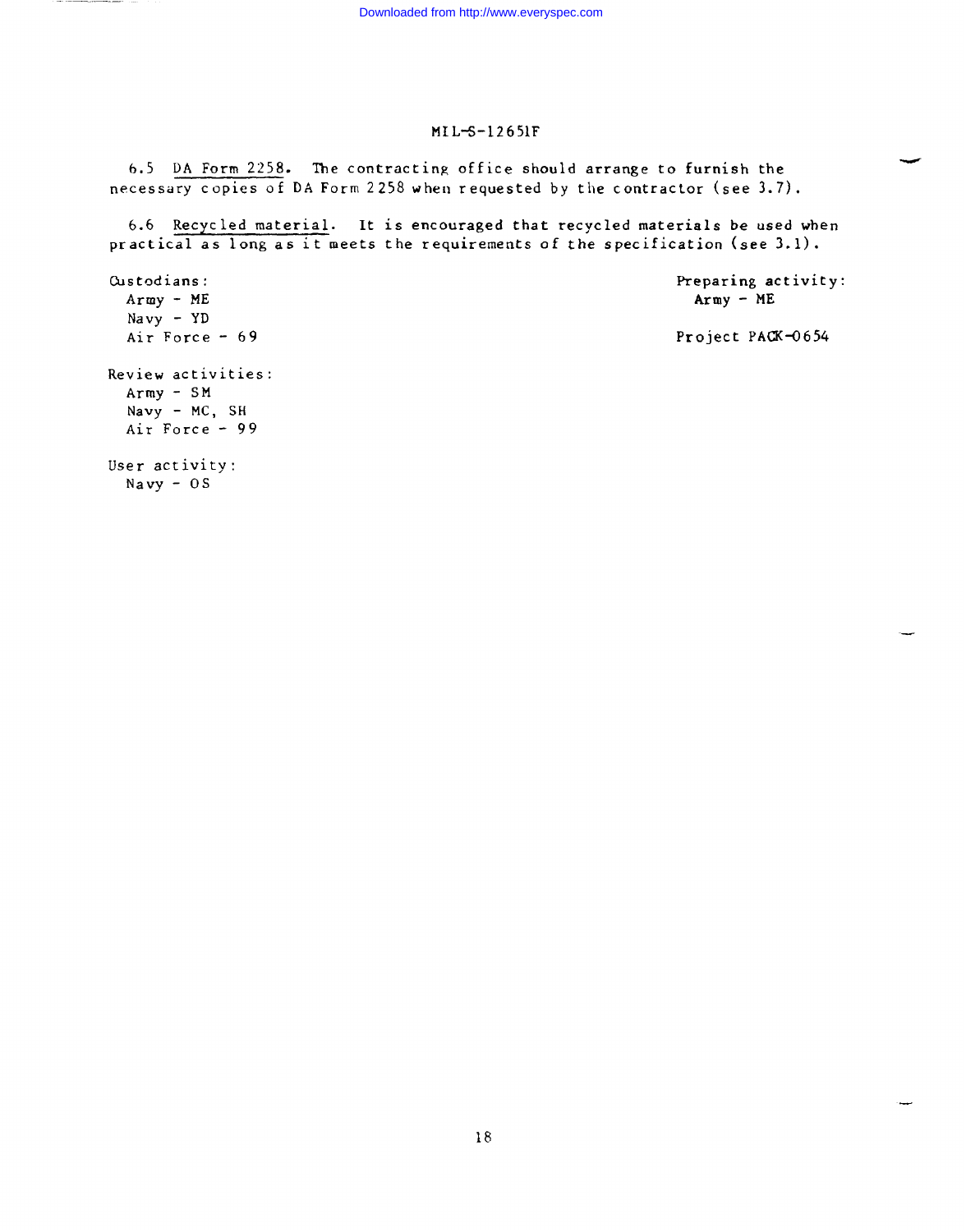6.5 DA Form 2258. The contracting office should arrange to furnish the necessary copies of DA Form 2258 when requested by the contractor (see 3.7).

6.6 Recycled material. It is encouraged that recycled materials be used when practical as long as it meets the requirements of the specification (see 3.1).

Custodians:
Army - ME
Navy - YD
Air Force - 69

Preparing activity:
Army - ME

Project PACK-0654

Review activities:
Army - SM
Navy - MC, SH
Air Force - 99

User activity:
Navy - OS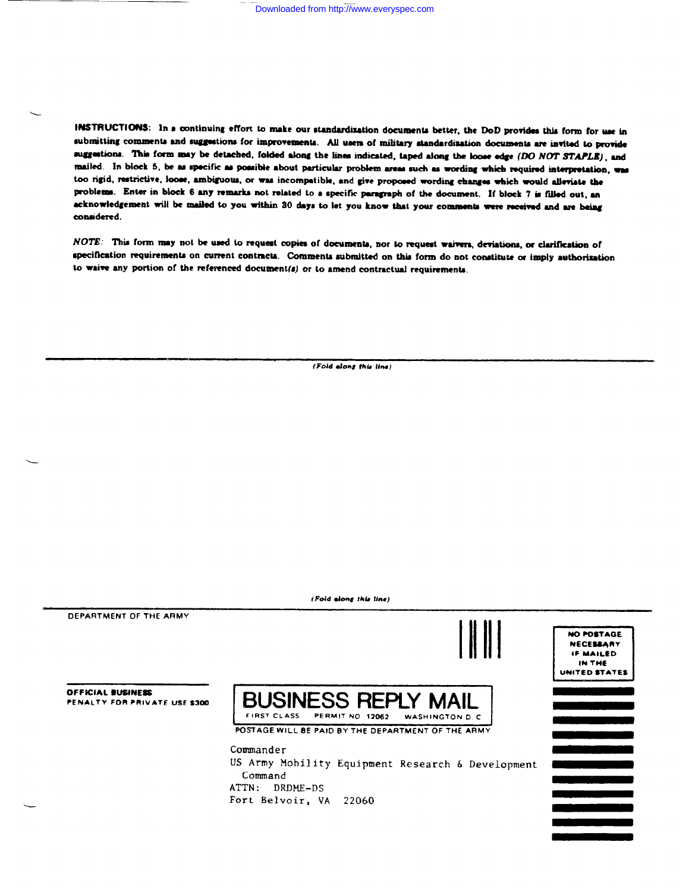**INSTRUCTIONS:** In a continuing effort to make our standardization documents better, the DoD provides this form for use in submitting comments and suggestions for improvements. All users of military standardization documents are invited to provide suggestions. This form may be detached, folded along the lines indicated, taped along the loose edge *(DO NOT STAPLE)*, and mailed. In block 5, be as specific as possible about particular problem areas such as wording which required interpretation, was too rigid, restrictive, loose, ambiguous, or was incompatible, and give proposed wording changes which would alleviate the problems. Enter in block 6 any remarks not related to a specific paragraph of the document. If block 7 is filled out, an acknowledgement will be mailed to you within 30 days to let you know that your comments were received and are being considered.

*NOTE:* This form may not be used to request copies of documents, nor to request waivers, deviations, or clarification of specification requirements on current contracts. Comments submitted on this form do not constitute or imply authorization to waive any portion of the referenced document(s) or to amend contractual requirements.

*(Fold along this line)*

*(Fold along this line)*

DEPARTMENT OF THE ARMY

OFFICIAL BUSINESS
PENALTY FOR PRIVATE USE $300

NO POSTAGE NECESSARY IF MAILED IN THE UNITED STATES

**BUSINESS REPLY MAIL**
FIRST CLASS PERMIT NO 12062 WASHINGTON D. C

POSTAGE WILL BE PAID BY THE DEPARTMENT OF THE ARMY

Commander
US Army Mobility Equipment Research & Development Command
ATTN: DRDME-DS
Fort Belvoir, VA 22060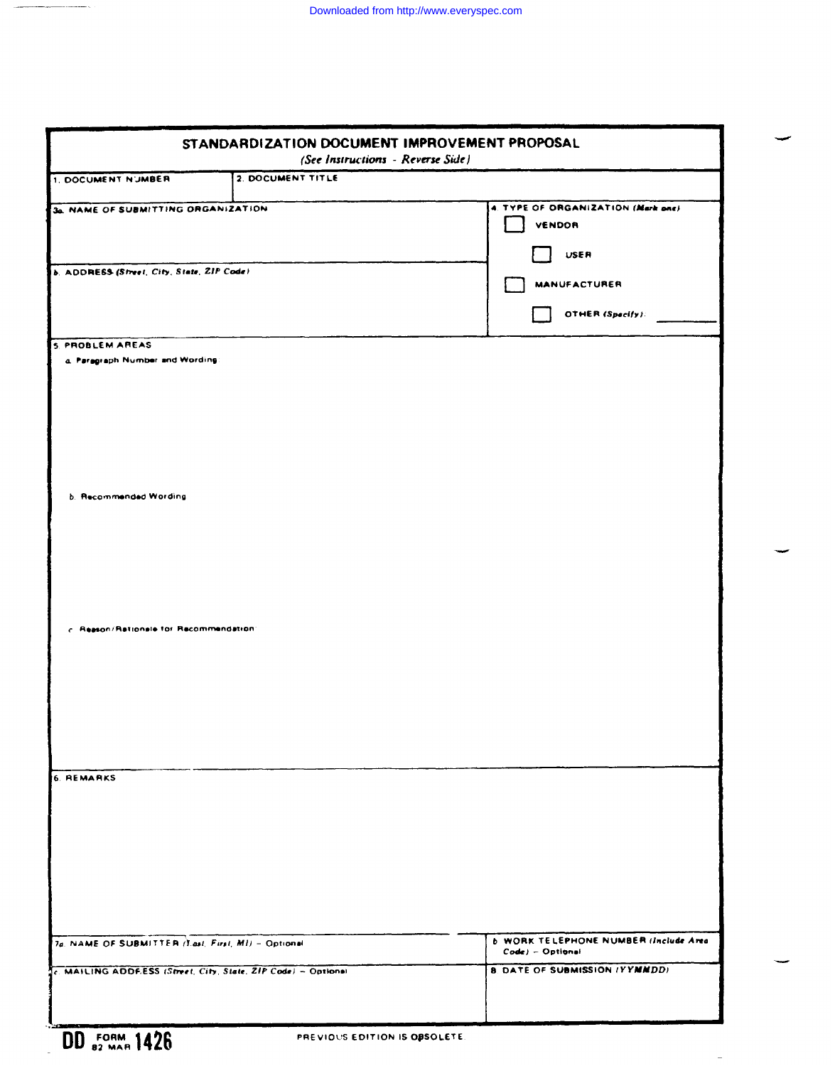Downloaded from http://www.everyspec.com

# STANDARDIZATION DOCUMENT IMPROVEMENT PROPOSAL

*(See Instructions - Reverse Side)*

| 1. DOCUMENT NUMBER | 2. DOCUMENT TITLE |
|---|---|
| | |

| 3a. NAME OF SUBMITTING ORGANIZATION | 4. TYPE OF ORGANIZATION *(Mark one)* |
|---|---|
| | ☐ VENDOR |
| | ☐ USER |
| b. ADDRESS *(Street, City, State, ZIP Code)* | ☐ MANUFACTURER |
| | ☐ OTHER *(Specify)*: ______ |

5. PROBLEM AREAS

a. Paragraph Number and Wording:

b. Recommended Wording:

c. Reason/Rationale for Recommendation:

6. REMARKS

| 7a. NAME OF SUBMITTER *(Last, First, MI)* – Optional | b. WORK TELEPHONE NUMBER *(Include Area Code)* – Optional |
|---|---|
| c. MAILING ADDRESS *(Street, City, State, ZIP Code)* – Optional | 8. DATE OF SUBMISSION *(YYMMDD)* |

DD FORM 1426, 82 MAR — PREVIOUS EDITION IS OBSOLETE